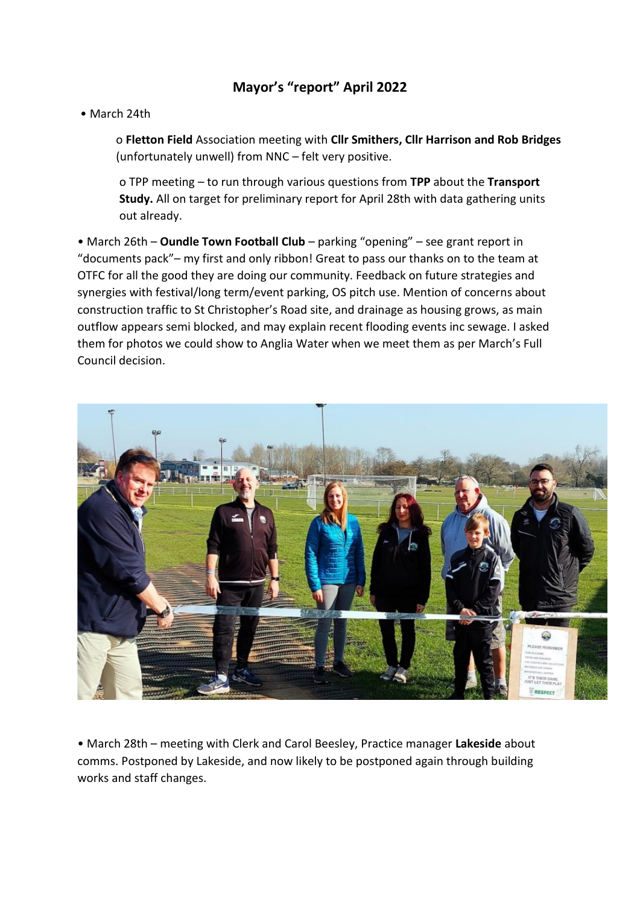# Mayor's "report" April 2022

- March 24th
  - **Fletton Field** Association meeting with **Cllr Smithers, Cllr Harrison and Rob Bridges** (unfortunately unwell) from NNC – felt very positive.
  - TPP meeting – to run through various questions from **TPP** about the **Transport Study.** All on target for preliminary report for April 28th with data gathering units out already.
- March 26th – **Oundle Town Football Club** – parking "opening" – see grant report in "documents pack"– my first and only ribbon! Great to pass our thanks on to the team at OTFC for all the good they are doing our community. Feedback on future strategies and synergies with festival/long term/event parking, OS pitch use. Mention of concerns about construction traffic to St Christopher's Road site, and drainage as housing grows, as main outflow appears semi blocked, and may explain recent flooding events inc sewage. I asked them for photos we could show to Anglia Water when we meet them as per March's Full Council decision.
- March 28th – meeting with Clerk and Carol Beesley, Practice manager **Lakeside** about comms. Postponed by Lakeside, and now likely to be postponed again through building works and staff changes.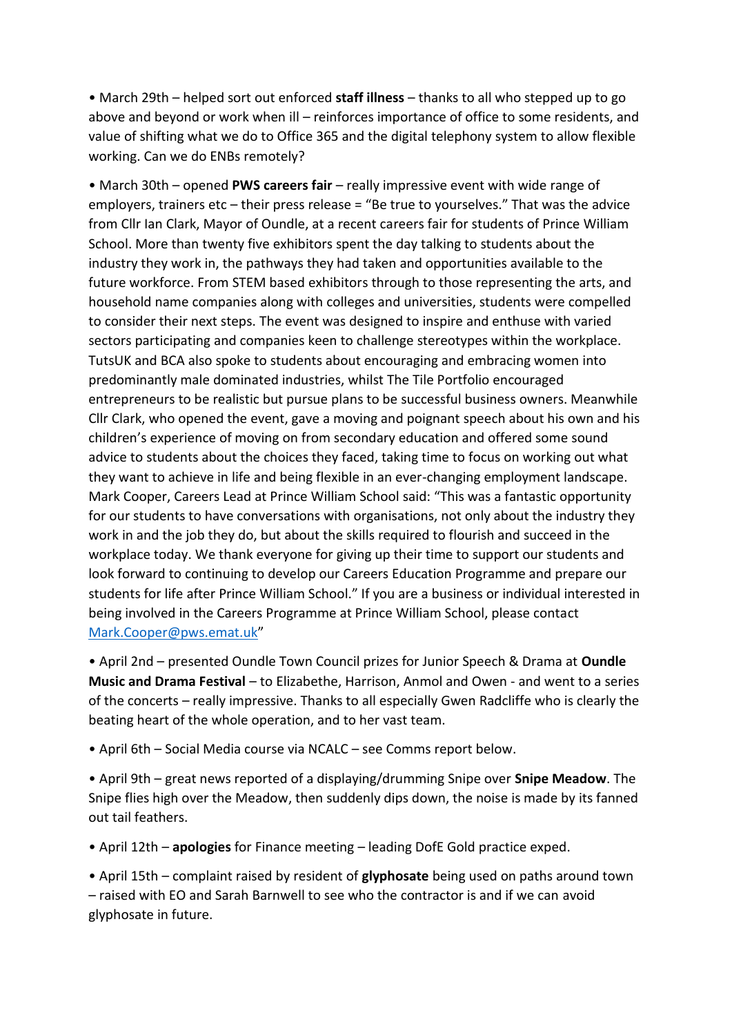• March 29th – helped sort out enforced **staff illness** – thanks to all who stepped up to go above and beyond or work when ill – reinforces importance of office to some residents, and value of shifting what we do to Office 365 and the digital telephony system to allow flexible working. Can we do ENBs remotely?

• March 30th – opened **PWS careers fair** – really impressive event with wide range of employers, trainers etc – their press release = "Be true to yourselves." That was the advice from Cllr Ian Clark, Mayor of Oundle, at a recent careers fair for students of Prince William School. More than twenty five exhibitors spent the day talking to students about the industry they work in, the pathways they had taken and opportunities available to the future workforce. From STEM based exhibitors through to those representing the arts, and household name companies along with colleges and universities, students were compelled to consider their next steps. The event was designed to inspire and enthuse with varied sectors participating and companies keen to challenge stereotypes within the workplace. TutsUK and BCA also spoke to students about encouraging and embracing women into predominantly male dominated industries, whilst The Tile Portfolio encouraged entrepreneurs to be realistic but pursue plans to be successful business owners. Meanwhile Cllr Clark, who opened the event, gave a moving and poignant speech about his own and his children's experience of moving on from secondary education and offered some sound advice to students about the choices they faced, taking time to focus on working out what they want to achieve in life and being flexible in an ever-changing employment landscape. Mark Cooper, Careers Lead at Prince William School said: "This was a fantastic opportunity for our students to have conversations with organisations, not only about the industry they work in and the job they do, but about the skills required to flourish and succeed in the workplace today. We thank everyone for giving up their time to support our students and look forward to continuing to develop our Careers Education Programme and prepare our students for life after Prince William School." If you are a business or individual interested in being involved in the Careers Programme at Prince William School, please contact Mark.Cooper@pws.emat.uk"

• April 2nd – presented Oundle Town Council prizes for Junior Speech & Drama at **Oundle Music and Drama Festival** – to Elizabethe, Harrison, Anmol and Owen - and went to a series of the concerts – really impressive. Thanks to all especially Gwen Radcliffe who is clearly the beating heart of the whole operation, and to her vast team.

• April 6th – Social Media course via NCALC – see Comms report below.

• April 9th – great news reported of a displaying/drumming Snipe over **Snipe Meadow**. The Snipe flies high over the Meadow, then suddenly dips down, the noise is made by its fanned out tail feathers.

• April 12th – **apologies** for Finance meeting – leading DofE Gold practice exped.

• April 15th – complaint raised by resident of **glyphosate** being used on paths around town – raised with EO and Sarah Barnwell to see who the contractor is and if we can avoid glyphosate in future.